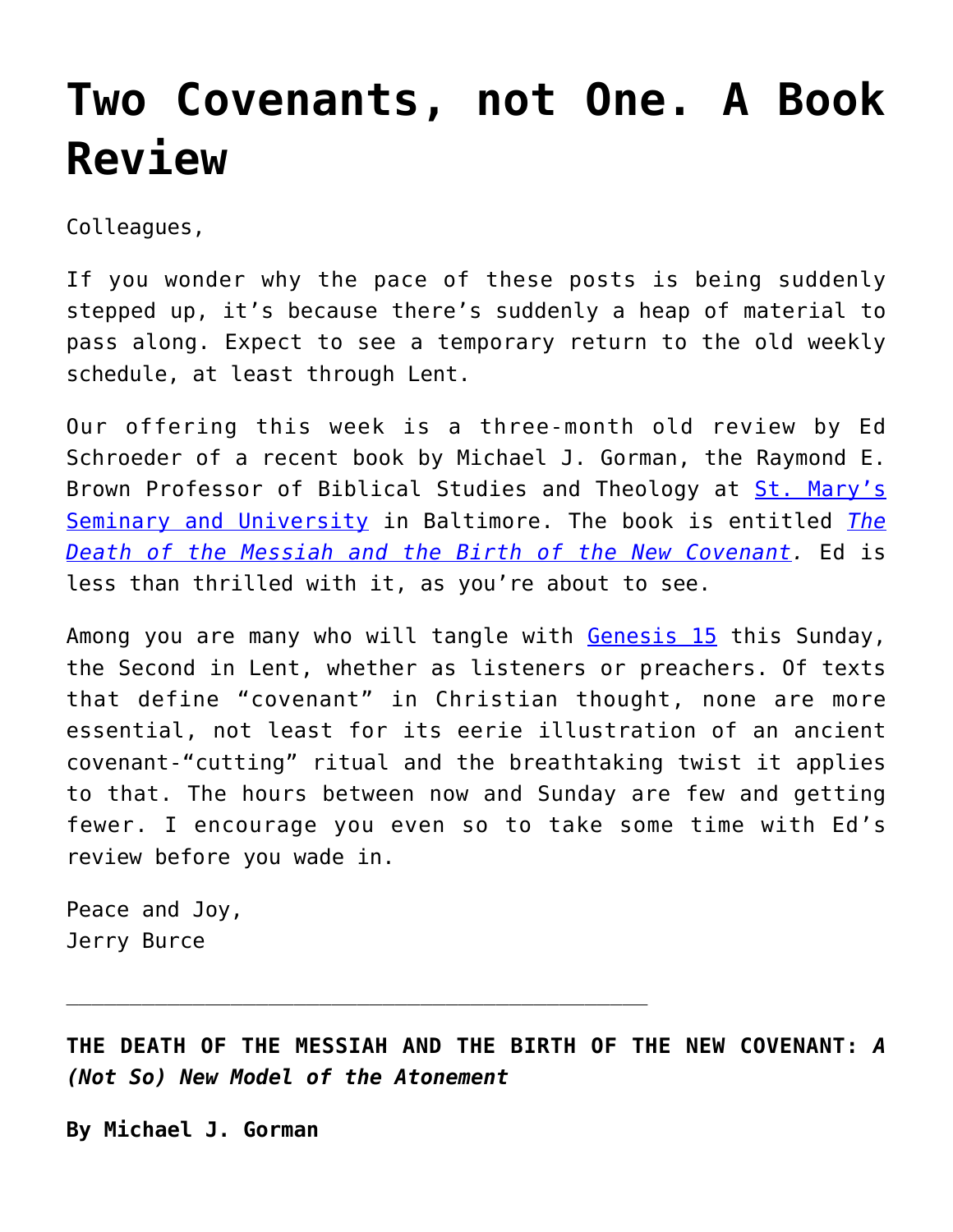# Two Covenants, not One. A Book Review

Colleagues,

If you wonder why the pace of these posts is being suddenly stepped up, it's because there's suddenly a heap of material to pass along. Expect to see a temporary return to the old weekly schedule, at least through Lent.

Our offering this week is a three-month old review by Ed Schroeder of a recent book by Michael J. Gorman, the Raymond E. Brown Professor of Biblical Studies and Theology at St. Mary's Seminary and University in Baltimore. The book is entitled *The Death of the Messiah and the Birth of the New Covenant.* Ed is less than thrilled with it, as you're about to see.

Among you are many who will tangle with Genesis 15 this Sunday, the Second in Lent, whether as listeners or preachers. Of texts that define "covenant" in Christian thought, none are more essential, not least for its eerie illustration of an ancient covenant-"cutting" ritual and the breathtaking twist it applies to that. The hours between now and Sunday are few and getting fewer. I encourage you even so to take some time with Ed's review before you wade in.

Peace and Joy,
Jerry Burce

---

**THE DEATH OF THE MESSIAH AND THE BIRTH OF THE NEW COVENANT:** ***A (Not So) New Model of the Atonement***

**By Michael J. Gorman**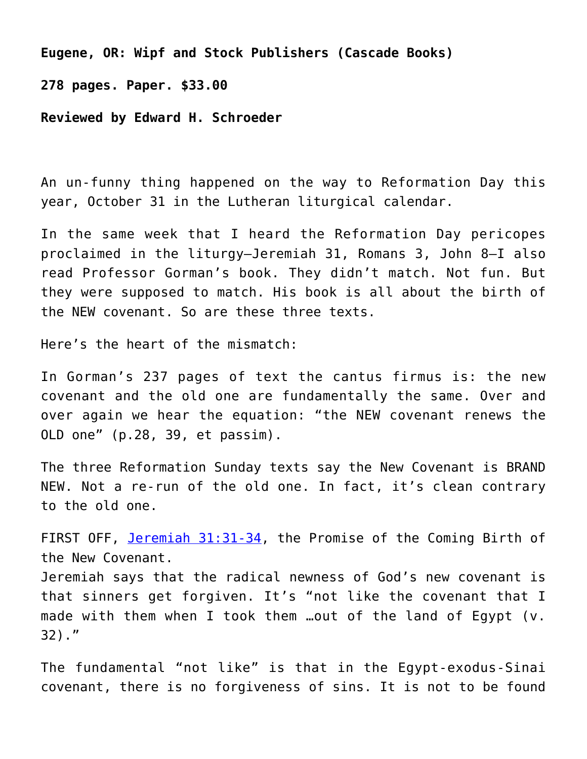**Eugene, OR: Wipf and Stock Publishers (Cascade Books)**

**278 pages. Paper. $33.00**

**Reviewed by Edward H. Schroeder**

An un-funny thing happened on the way to Reformation Day this year, October 31 in the Lutheran liturgical calendar.

In the same week that I heard the Reformation Day pericopes proclaimed in the liturgy—Jeremiah 31, Romans 3, John 8—I also read Professor Gorman's book. They didn't match. Not fun. But they were supposed to match. His book is all about the birth of the NEW covenant. So are these three texts.

Here's the heart of the mismatch:

In Gorman's 237 pages of text the cantus firmus is: the new covenant and the old one are fundamentally the same. Over and over again we hear the equation: "the NEW covenant renews the OLD one" (p.28, 39, et passim).

The three Reformation Sunday texts say the New Covenant is BRAND NEW. Not a re-run of the old one. In fact, it's clean contrary to the old one.

FIRST OFF, [Jeremiah 31:31-34](Jeremiah 31:31-34), the Promise of the Coming Birth of the New Covenant.
Jeremiah says that the radical newness of God's new covenant is that sinners get forgiven. It's "not like the covenant that I made with them when I took them …out of the land of Egypt (v. 32)."

The fundamental "not like" is that in the Egypt-exodus-Sinai covenant, there is no forgiveness of sins. It is not to be found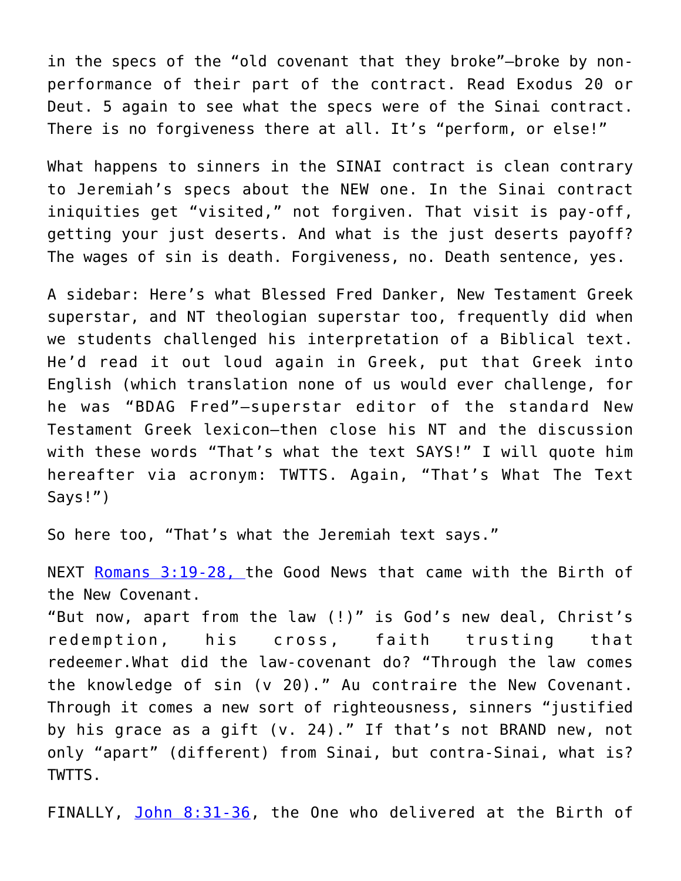in the specs of the "old covenant that they broke"—broke by non-performance of their part of the contract. Read Exodus 20 or Deut. 5 again to see what the specs were of the Sinai contract. There is no forgiveness there at all. It's "perform, or else!"

What happens to sinners in the SINAI contract is clean contrary to Jeremiah's specs about the NEW one. In the Sinai contract iniquities get "visited," not forgiven. That visit is pay-off, getting your just deserts. And what is the just deserts payoff? The wages of sin is death. Forgiveness, no. Death sentence, yes.

A sidebar: Here's what Blessed Fred Danker, New Testament Greek superstar, and NT theologian superstar too, frequently did when we students challenged his interpretation of a Biblical text. He'd read it out loud again in Greek, put that Greek into English (which translation none of us would ever challenge, for he was "BDAG Fred"—superstar editor of the standard New Testament Greek lexicon—then close his NT and the discussion with these words "That's what the text SAYS!" I will quote him hereafter via acronym: TWTTS. Again, "That's What The Text Says!")

So here too, "That's what the Jeremiah text says."

NEXT [Romans 3:19-28,](Romans 3:19-28) the Good News that came with the Birth of the New Covenant.
"But now, apart from the law (!)" is God's new deal, Christ's redemption, his cross, faith trusting that redeemer.What did the law-covenant do? "Through the law comes the knowledge of sin (v 20)." Au contraire the New Covenant. Through it comes a new sort of righteousness, sinners "justified by his grace as a gift (v. 24)." If that's not BRAND new, not only "apart" (different) from Sinai, but contra-Sinai, what is? TWTTS.

FINALLY, [John 8:31-36](John 8:31-36), the One who delivered at the Birth of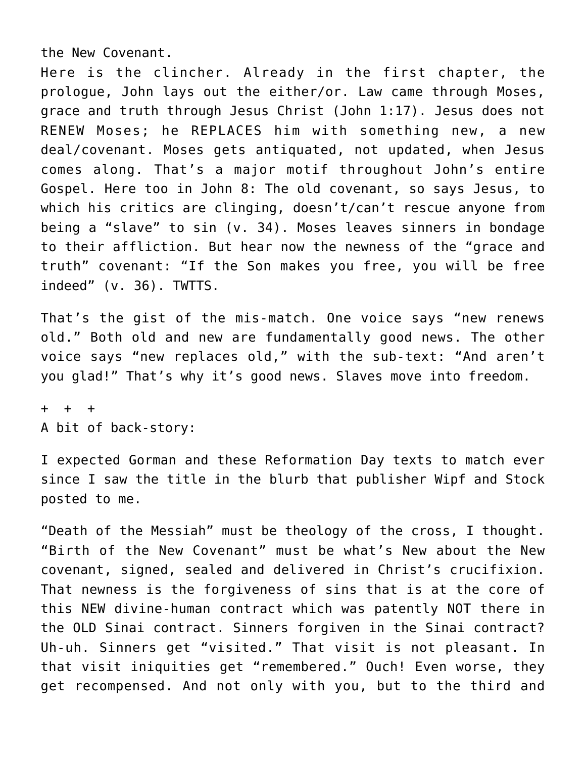the New Covenant.

Here is the clincher. Already in the first chapter, the prologue, John lays out the either/or. Law came through Moses, grace and truth through Jesus Christ (John 1:17). Jesus does not RENEW Moses; he REPLACES him with something new, a new deal/covenant. Moses gets antiquated, not updated, when Jesus comes along. That's a major motif throughout John's entire Gospel. Here too in John 8: The old covenant, so says Jesus, to which his critics are clinging, doesn't/can't rescue anyone from being a "slave" to sin (v. 34). Moses leaves sinners in bondage to their affliction. But hear now the newness of the "grace and truth" covenant: "If the Son makes you free, you will be free indeed" (v. 36). TWTTS.

That's the gist of the mis-match. One voice says "new renews old." Both old and new are fundamentally good news. The other voice says "new replaces old," with the sub-text: "And aren't you glad!" That's why it's good news. Slaves move into freedom.

\+ + +

A bit of back-story:

I expected Gorman and these Reformation Day texts to match ever since I saw the title in the blurb that publisher Wipf and Stock posted to me.

"Death of the Messiah" must be theology of the cross, I thought. "Birth of the New Covenant" must be what's New about the New covenant, signed, sealed and delivered in Christ's crucifixion. That newness is the forgiveness of sins that is at the core of this NEW divine-human contract which was patently NOT there in the OLD Sinai contract. Sinners forgiven in the Sinai contract? Uh-uh. Sinners get "visited." That visit is not pleasant. In that visit iniquities get "remembered." Ouch! Even worse, they get recompensed. And not only with you, but to the third and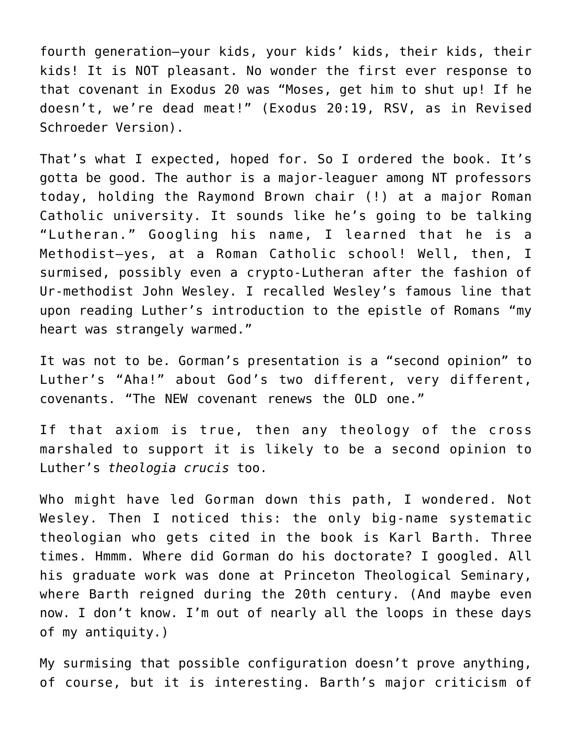fourth generation—your kids, your kids' kids, their kids, their kids! It is NOT pleasant. No wonder the first ever response to that covenant in Exodus 20 was "Moses, get him to shut up! If he doesn't, we're dead meat!" (Exodus 20:19, RSV, as in Revised Schroeder Version).

That's what I expected, hoped for. So I ordered the book. It's gotta be good. The author is a major-leaguer among NT professors today, holding the Raymond Brown chair (!) at a major Roman Catholic university. It sounds like he's going to be talking "Lutheran." Googling his name, I learned that he is a Methodist—yes, at a Roman Catholic school! Well, then, I surmised, possibly even a crypto-Lutheran after the fashion of Ur-methodist John Wesley. I recalled Wesley's famous line that upon reading Luther's introduction to the epistle of Romans "my heart was strangely warmed."

It was not to be. Gorman's presentation is a "second opinion" to Luther's "Aha!" about God's two different, very different, covenants. "The NEW covenant renews the OLD one."

If that axiom is true, then any theology of the cross marshaled to support it is likely to be a second opinion to Luther's *theologia crucis* too.

Who might have led Gorman down this path, I wondered. Not Wesley. Then I noticed this: the only big-name systematic theologian who gets cited in the book is Karl Barth. Three times. Hmmm. Where did Gorman do his doctorate? I googled. All his graduate work was done at Princeton Theological Seminary, where Barth reigned during the 20th century. (And maybe even now. I don't know. I'm out of nearly all the loops in these days of my antiquity.)

My surmising that possible configuration doesn't prove anything, of course, but it is interesting. Barth's major criticism of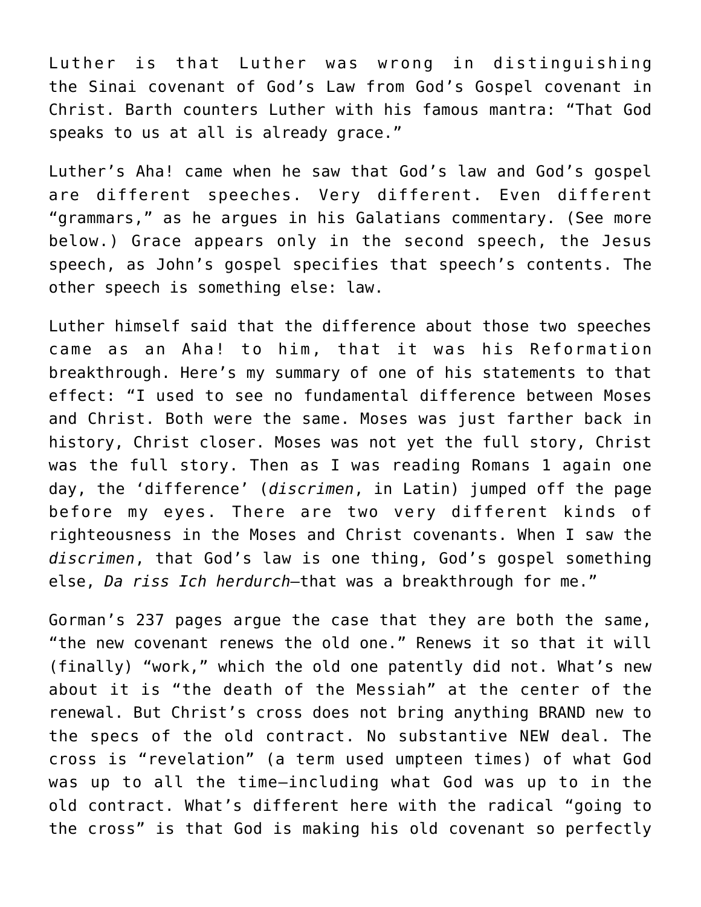Luther is that Luther was wrong in distinguishing the Sinai covenant of God's Law from God's Gospel covenant in Christ. Barth counters Luther with his famous mantra: "That God speaks to us at all is already grace."

Luther's Aha! came when he saw that God's law and God's gospel are different speeches. Very different. Even different "grammars," as he argues in his Galatians commentary. (See more below.) Grace appears only in the second speech, the Jesus speech, as John's gospel specifies that speech's contents. The other speech is something else: law.

Luther himself said that the difference about those two speeches came as an Aha! to him, that it was his Reformation breakthrough. Here's my summary of one of his statements to that effect: "I used to see no fundamental difference between Moses and Christ. Both were the same. Moses was just farther back in history, Christ closer. Moses was not yet the full story, Christ was the full story. Then as I was reading Romans 1 again one day, the 'difference' (*discrimen*, in Latin) jumped off the page before my eyes. There are two very different kinds of righteousness in the Moses and Christ covenants. When I saw the *discrimen*, that God's law is one thing, God's gospel something else, *Da riss Ich herdurch*—that was a breakthrough for me."

Gorman's 237 pages argue the case that they are both the same, "the new covenant renews the old one." Renews it so that it will (finally) "work," which the old one patently did not. What's new about it is "the death of the Messiah" at the center of the renewal. But Christ's cross does not bring anything BRAND new to the specs of the old contract. No substantive NEW deal. The cross is "revelation" (a term used umpteen times) of what God was up to all the time—including what God was up to in the old contract. What's different here with the radical "going to the cross" is that God is making his old covenant so perfectly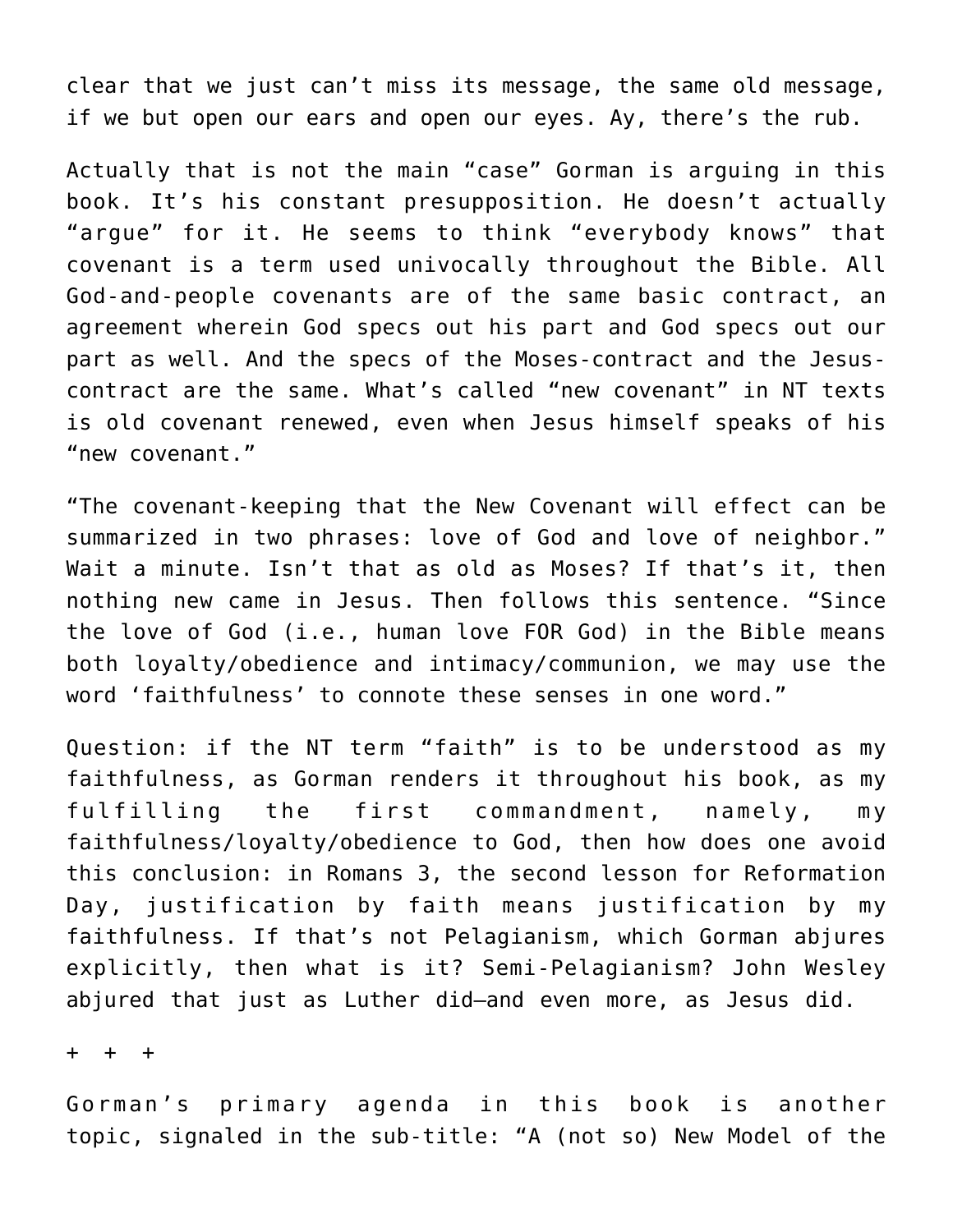clear that we just can't miss its message, the same old message, if we but open our ears and open our eyes. Ay, there's the rub.

Actually that is not the main "case" Gorman is arguing in this book. It's his constant presupposition. He doesn't actually "argue" for it. He seems to think "everybody knows" that covenant is a term used univocally throughout the Bible. All God-and-people covenants are of the same basic contract, an agreement wherein God specs out his part and God specs out our part as well. And the specs of the Moses-contract and the Jesus-contract are the same. What's called "new covenant" in NT texts is old covenant renewed, even when Jesus himself speaks of his "new covenant."

"The covenant-keeping that the New Covenant will effect can be summarized in two phrases: love of God and love of neighbor." Wait a minute. Isn't that as old as Moses? If that's it, then nothing new came in Jesus. Then follows this sentence. "Since the love of God (i.e., human love FOR God) in the Bible means both loyalty/obedience and intimacy/communion, we may use the word 'faithfulness' to connote these senses in one word."

Question: if the NT term "faith" is to be understood as my faithfulness, as Gorman renders it throughout his book, as my fulfilling the first commandment, namely, my faithfulness/loyalty/obedience to God, then how does one avoid this conclusion: in Romans 3, the second lesson for Reformation Day, justification by faith means justification by my faithfulness. If that's not Pelagianism, which Gorman abjures explicitly, then what is it? Semi-Pelagianism? John Wesley abjured that just as Luther did—and even more, as Jesus did.

\+ + +

Gorman's primary agenda in this book is another topic, signaled in the sub-title: "A (not so) New Model of the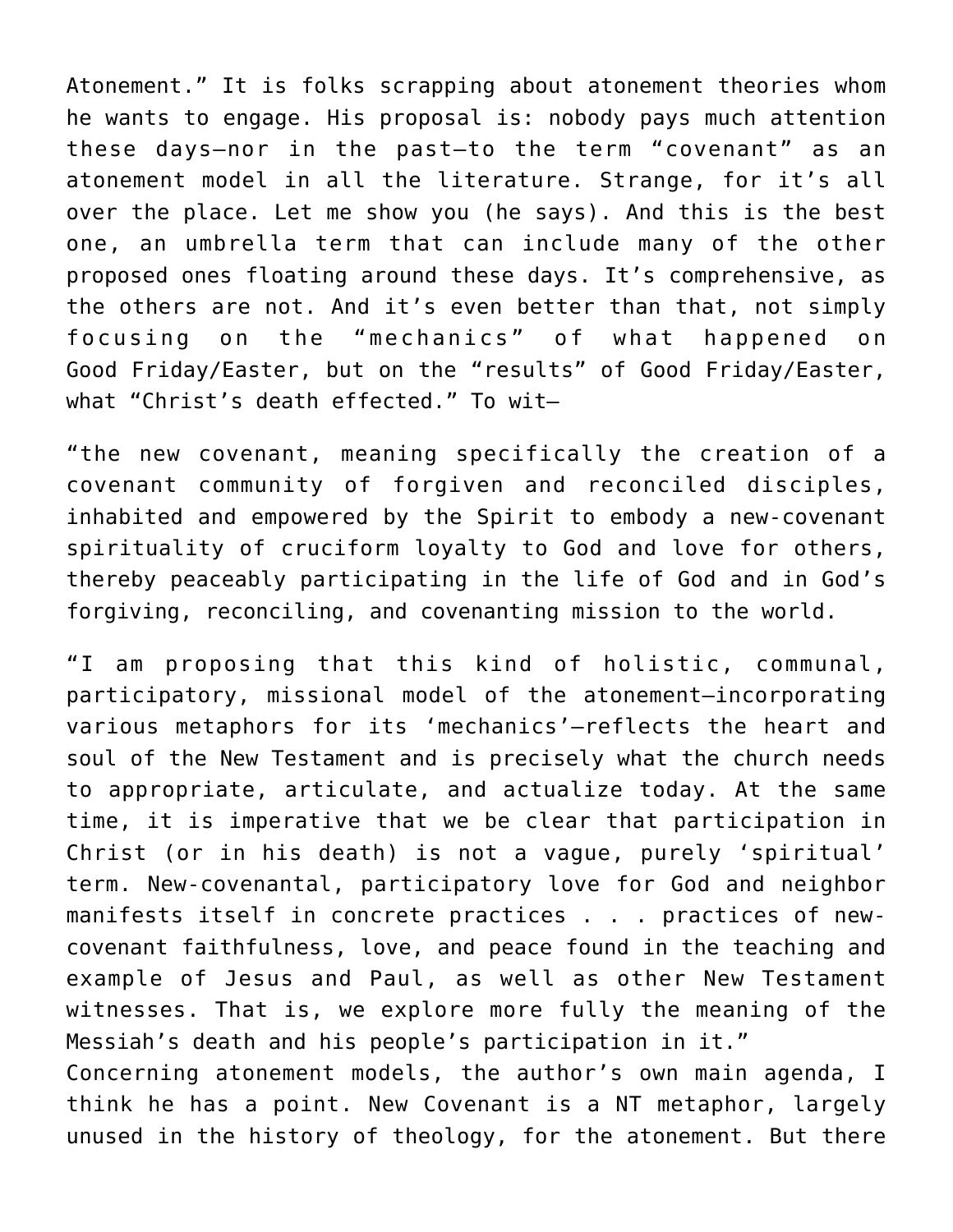Atonement." It is folks scrapping about atonement theories whom he wants to engage. His proposal is: nobody pays much attention these days—nor in the past—to the term "covenant" as an atonement model in all the literature. Strange, for it's all over the place. Let me show you (he says). And this is the best one, an umbrella term that can include many of the other proposed ones floating around these days. It's comprehensive, as the others are not. And it's even better than that, not simply focusing on the "mechanics" of what happened on Good Friday/Easter, but on the "results" of Good Friday/Easter, what "Christ's death effected." To wit—

"the new covenant, meaning specifically the creation of a covenant community of forgiven and reconciled disciples, inhabited and empowered by the Spirit to embody a new-covenant spirituality of cruciform loyalty to God and love for others, thereby peaceably participating in the life of God and in God's forgiving, reconciling, and covenanting mission to the world.

"I am proposing that this kind of holistic, communal, participatory, missional model of the atonement—incorporating various metaphors for its 'mechanics'—reflects the heart and soul of the New Testament and is precisely what the church needs to appropriate, articulate, and actualize today. At the same time, it is imperative that we be clear that participation in Christ (or in his death) is not a vague, purely 'spiritual' term. New-covenantal, participatory love for God and neighbor manifests itself in concrete practices . . . practices of new-covenant faithfulness, love, and peace found in the teaching and example of Jesus and Paul, as well as other New Testament witnesses. That is, we explore more fully the meaning of the Messiah's death and his people's participation in it."

Concerning atonement models, the author's own main agenda, I think he has a point. New Covenant is a NT metaphor, largely unused in the history of theology, for the atonement. But there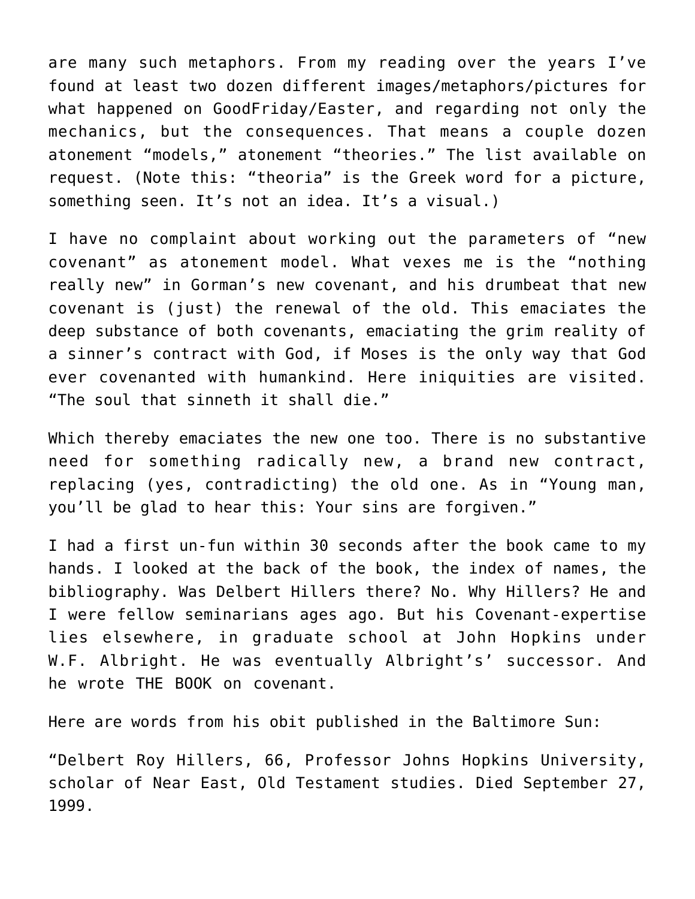are many such metaphors. From my reading over the years I've found at least two dozen different images/metaphors/pictures for what happened on GoodFriday/Easter, and regarding not only the mechanics, but the consequences. That means a couple dozen atonement "models," atonement "theories." The list available on request. (Note this: "theoria" is the Greek word for a picture, something seen. It's not an idea. It's a visual.)

I have no complaint about working out the parameters of "new covenant" as atonement model. What vexes me is the "nothing really new" in Gorman's new covenant, and his drumbeat that new covenant is (just) the renewal of the old. This emaciates the deep substance of both covenants, emaciating the grim reality of a sinner's contract with God, if Moses is the only way that God ever covenanted with humankind. Here iniquities are visited. "The soul that sinneth it shall die."

Which thereby emaciates the new one too. There is no substantive need for something radically new, a brand new contract, replacing (yes, contradicting) the old one. As in "Young man, you'll be glad to hear this: Your sins are forgiven."

I had a first un-fun within 30 seconds after the book came to my hands. I looked at the back of the book, the index of names, the bibliography. Was Delbert Hillers there? No. Why Hillers? He and I were fellow seminarians ages ago. But his Covenant-expertise lies elsewhere, in graduate school at John Hopkins under W.F. Albright. He was eventually Albright's' successor. And he wrote THE BOOK on covenant.

Here are words from his obit published in the Baltimore Sun:

"Delbert Roy Hillers, 66, Professor Johns Hopkins University, scholar of Near East, Old Testament studies. Died September 27, 1999.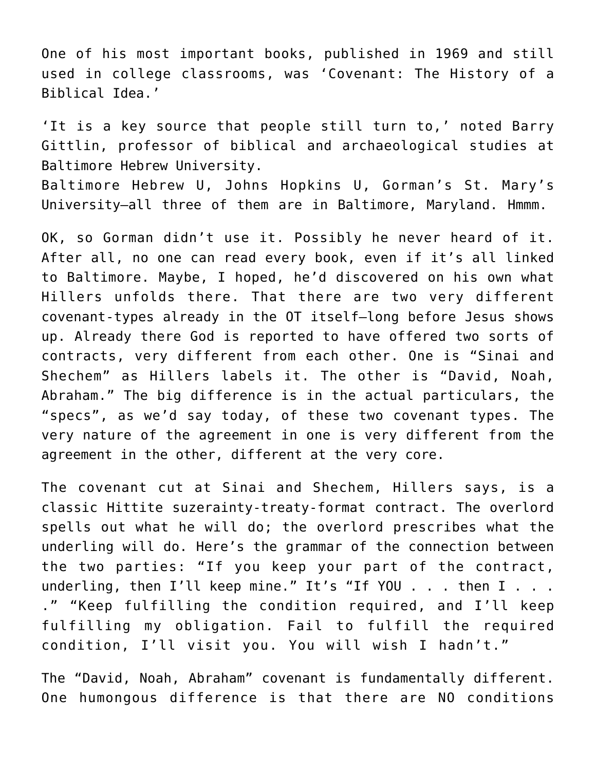One of his most important books, published in 1969 and still used in college classrooms, was ‘Covenant: The History of a Biblical Idea.’

‘It is a key source that people still turn to,’ noted Barry Gittlin, professor of biblical and archaeological studies at Baltimore Hebrew University.
Baltimore Hebrew U, Johns Hopkins U, Gorman’s St. Mary’s University—all three of them are in Baltimore, Maryland. Hmmm.

OK, so Gorman didn’t use it. Possibly he never heard of it. After all, no one can read every book, even if it’s all linked to Baltimore. Maybe, I hoped, he’d discovered on his own what Hillers unfolds there. That there are two very different covenant-types already in the OT itself—long before Jesus shows up. Already there God is reported to have offered two sorts of contracts, very different from each other. One is “Sinai and Shechem” as Hillers labels it. The other is “David, Noah, Abraham.” The big difference is in the actual particulars, the “specs”, as we’d say today, of these two covenant types. The very nature of the agreement in one is very different from the agreement in the other, different at the very core.

The covenant cut at Sinai and Shechem, Hillers says, is a classic Hittite suzerainty-treaty-format contract. The overlord spells out what he will do; the overlord prescribes what the underling will do. Here’s the grammar of the connection between the two parties: “If you keep your part of the contract, underling, then I’ll keep mine.” It’s “If YOU . . . then I . . . .” “Keep fulfilling the condition required, and I’ll keep fulfilling my obligation. Fail to fulfill the required condition, I’ll visit you. You will wish I hadn’t.”

The “David, Noah, Abraham” covenant is fundamentally different. One humongous difference is that there are NO conditions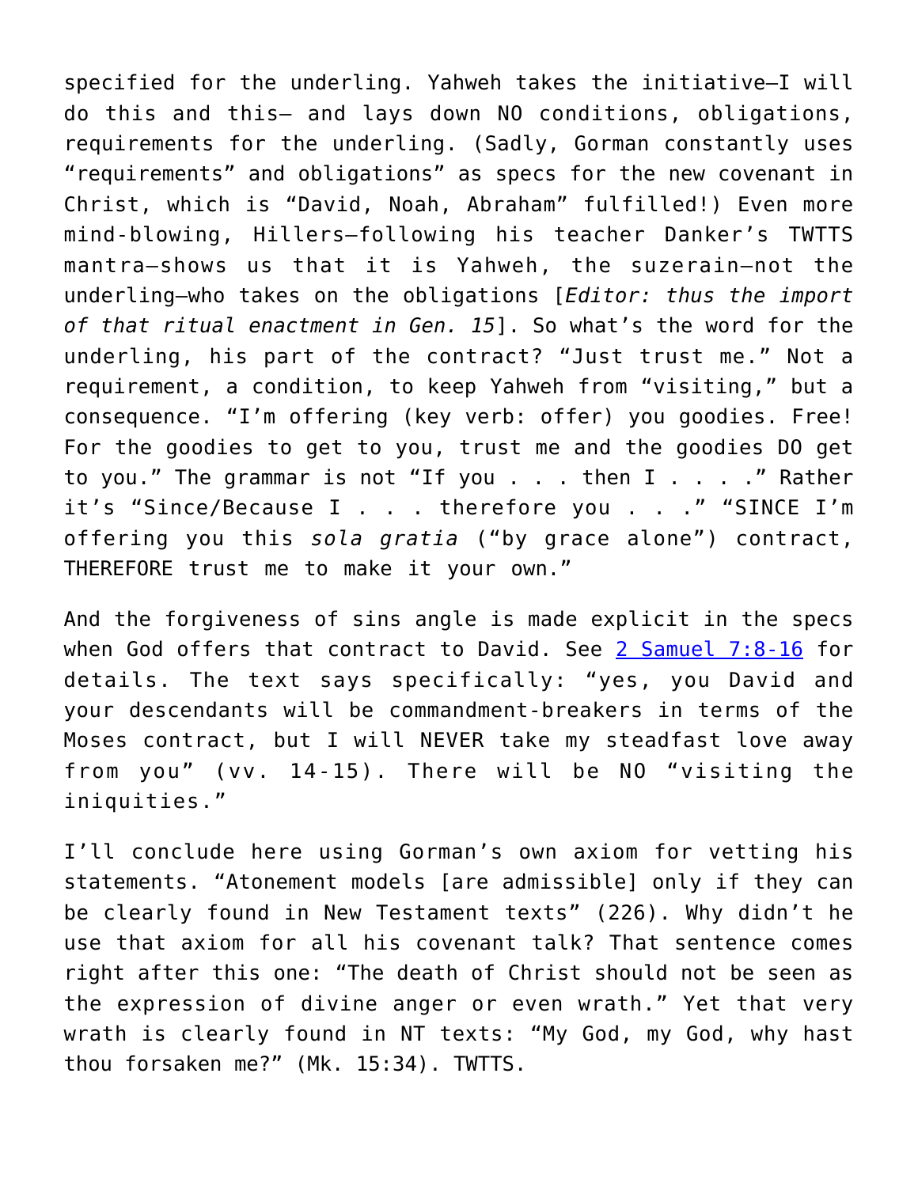specified for the underling. Yahweh takes the initiative—I will do this and this— and lays down NO conditions, obligations, requirements for the underling. (Sadly, Gorman constantly uses "requirements" and obligations" as specs for the new covenant in Christ, which is "David, Noah, Abraham" fulfilled!) Even more mind-blowing, Hillers—following his teacher Danker's TWTTS mantra—shows us that it is Yahweh, the suzerain—not the underling—who takes on the obligations [*Editor: thus the import of that ritual enactment in Gen. 15*]. So what's the word for the underling, his part of the contract? "Just trust me." Not a requirement, a condition, to keep Yahweh from "visiting," but a consequence. "I'm offering (key verb: offer) you goodies. Free! For the goodies to get to you, trust me and the goodies DO get to you." The grammar is not "If you . . . then I . . . ." Rather it's "Since/Because I . . . therefore you . . ." "SINCE I'm offering you this *sola gratia* ("by grace alone") contract, THEREFORE trust me to make it your own."

And the forgiveness of sins angle is made explicit in the specs when God offers that contract to David. See [2 Samuel 7:8-16] for details. The text says specifically: "yes, you David and your descendants will be commandment-breakers in terms of the Moses contract, but I will NEVER take my steadfast love away from you" (vv. 14-15). There will be NO "visiting the iniquities."

I'll conclude here using Gorman's own axiom for vetting his statements. "Atonement models [are admissible] only if they can be clearly found in New Testament texts" (226). Why didn't he use that axiom for all his covenant talk? That sentence comes right after this one: "The death of Christ should not be seen as the expression of divine anger or even wrath." Yet that very wrath is clearly found in NT texts: "My God, my God, why hast thou forsaken me?" (Mk. 15:34). TWTTS.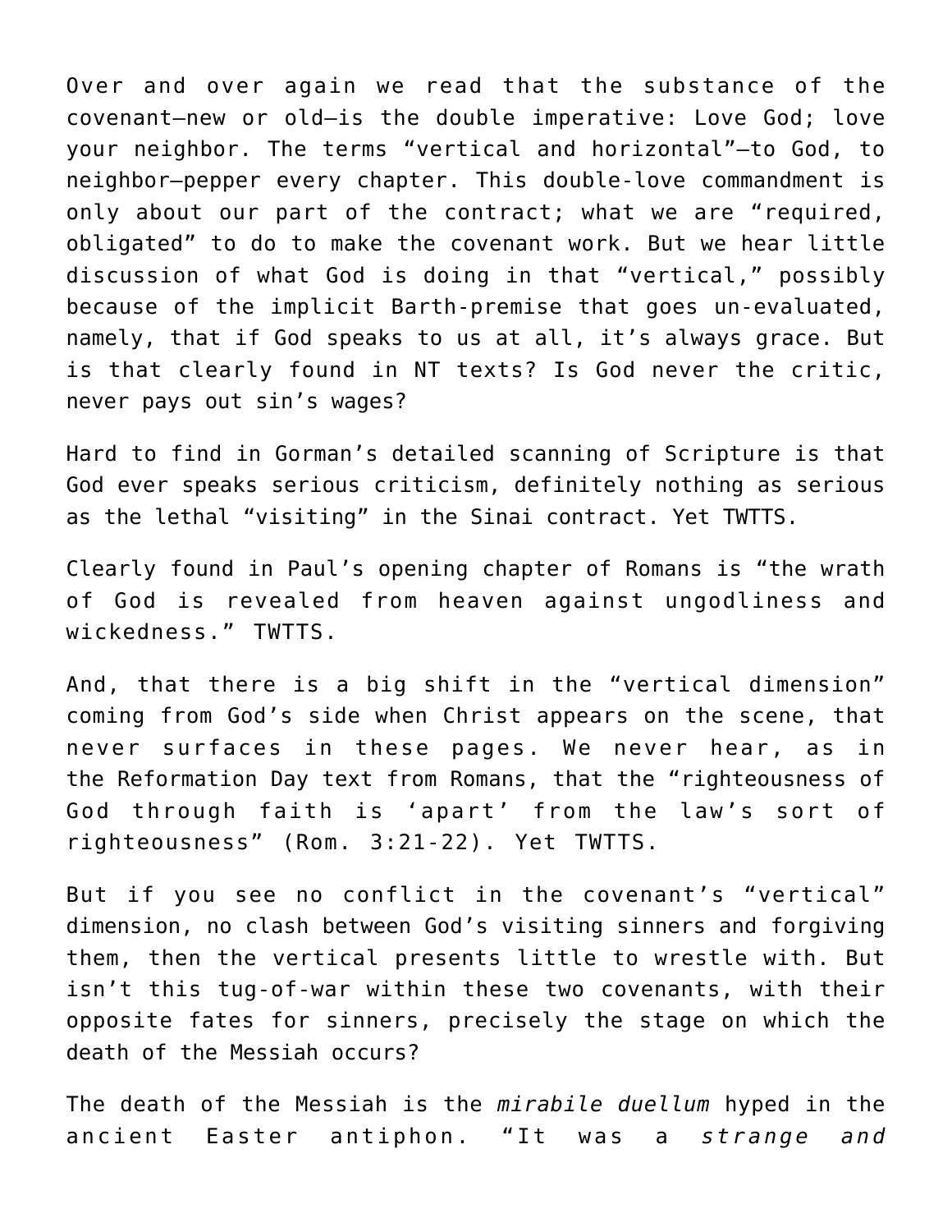Over and over again we read that the substance of the covenant—new or old—is the double imperative: Love God; love your neighbor. The terms "vertical and horizontal"—to God, to neighbor—pepper every chapter. This double-love commandment is only about our part of the contract; what we are "required, obligated" to do to make the covenant work. But we hear little discussion of what God is doing in that "vertical," possibly because of the implicit Barth-premise that goes un-evaluated, namely, that if God speaks to us at all, it's always grace. But is that clearly found in NT texts? Is God never the critic, never pays out sin's wages?

Hard to find in Gorman's detailed scanning of Scripture is that God ever speaks serious criticism, definitely nothing as serious as the lethal "visiting" in the Sinai contract. Yet TWTTS.

Clearly found in Paul's opening chapter of Romans is "the wrath of God is revealed from heaven against ungodliness and wickedness." TWTTS.

And, that there is a big shift in the "vertical dimension" coming from God's side when Christ appears on the scene, that never surfaces in these pages. We never hear, as in the Reformation Day text from Romans, that the "righteousness of God through faith is 'apart' from the law's sort of righteousness" (Rom. 3:21-22). Yet TWTTS.

But if you see no conflict in the covenant's "vertical" dimension, no clash between God's visiting sinners and forgiving them, then the vertical presents little to wrestle with. But isn't this tug-of-war within these two covenants, with their opposite fates for sinners, precisely the stage on which the death of the Messiah occurs?

The death of the Messiah is the *mirabile duellum* hyped in the ancient Easter antiphon. "It was a *strange and*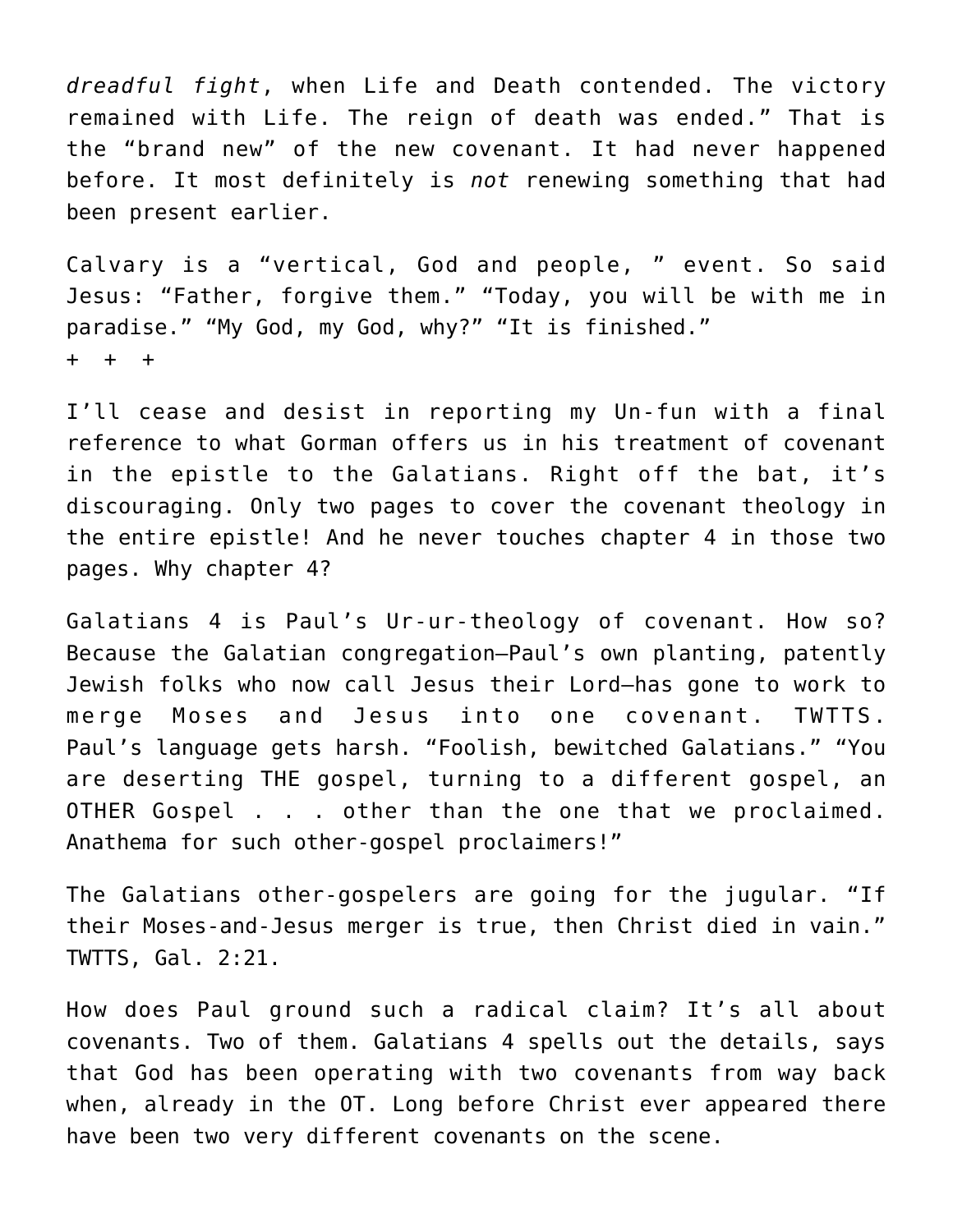*dreadful fight*, when Life and Death contended. The victory remained with Life. The reign of death was ended." That is the "brand new" of the new covenant. It had never happened before. It most definitely is *not* renewing something that had been present earlier.

Calvary is a "vertical, God and people, " event. So said Jesus: "Father, forgive them." "Today, you will be with me in paradise." "My God, my God, why?" "It is finished."

+ + +

I'll cease and desist in reporting my Un-fun with a final reference to what Gorman offers us in his treatment of covenant in the epistle to the Galatians. Right off the bat, it's discouraging. Only two pages to cover the covenant theology in the entire epistle! And he never touches chapter 4 in those two pages. Why chapter 4?

Galatians 4 is Paul's Ur-ur-theology of covenant. How so? Because the Galatian congregation—Paul's own planting, patently Jewish folks who now call Jesus their Lord—has gone to work to merge Moses and Jesus into one covenant. TWTTS. Paul's language gets harsh. "Foolish, bewitched Galatians." "You are deserting THE gospel, turning to a different gospel, an OTHER Gospel . . . other than the one that we proclaimed. Anathema for such other-gospel proclaimers!"

The Galatians other-gospelers are going for the jugular. "If their Moses-and-Jesus merger is true, then Christ died in vain." TWTTS, Gal. 2:21.

How does Paul ground such a radical claim? It's all about covenants. Two of them. Galatians 4 spells out the details, says that God has been operating with two covenants from way back when, already in the OT. Long before Christ ever appeared there have been two very different covenants on the scene.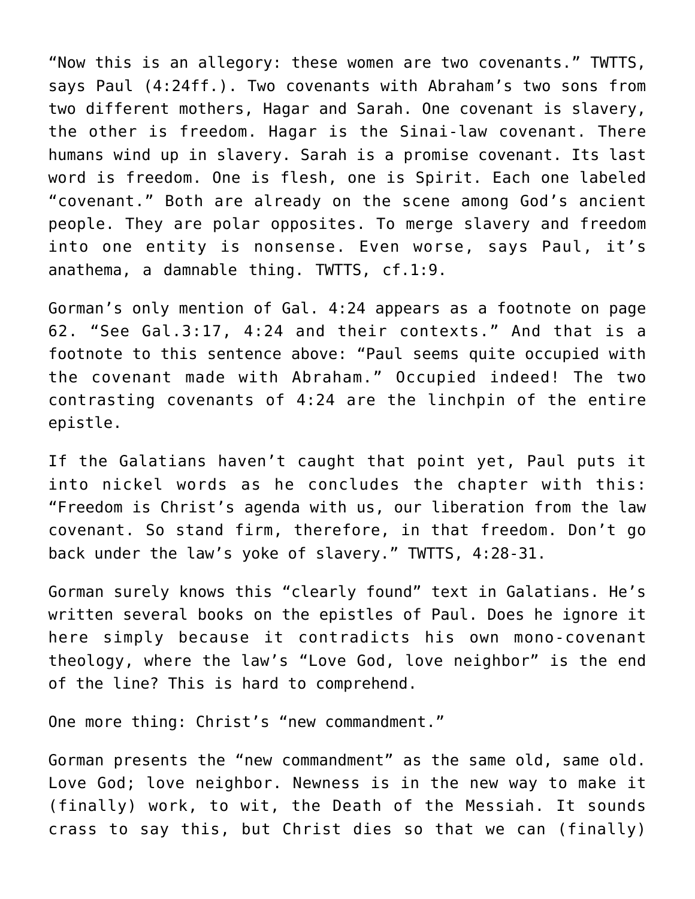"Now this is an allegory: these women are two covenants." TWTTS, says Paul (4:24ff.). Two covenants with Abraham's two sons from two different mothers, Hagar and Sarah. One covenant is slavery, the other is freedom. Hagar is the Sinai-law covenant. There humans wind up in slavery. Sarah is a promise covenant. Its last word is freedom. One is flesh, one is Spirit. Each one labeled "covenant." Both are already on the scene among God's ancient people. They are polar opposites. To merge slavery and freedom into one entity is nonsense. Even worse, says Paul, it's anathema, a damnable thing. TWTTS, cf.1:9.

Gorman's only mention of Gal. 4:24 appears as a footnote on page 62. "See Gal.3:17, 4:24 and their contexts." And that is a footnote to this sentence above: "Paul seems quite occupied with the covenant made with Abraham." Occupied indeed! The two contrasting covenants of 4:24 are the linchpin of the entire epistle.

If the Galatians haven't caught that point yet, Paul puts it into nickel words as he concludes the chapter with this: "Freedom is Christ's agenda with us, our liberation from the law covenant. So stand firm, therefore, in that freedom. Don't go back under the law's yoke of slavery." TWTTS, 4:28-31.

Gorman surely knows this "clearly found" text in Galatians. He's written several books on the epistles of Paul. Does he ignore it here simply because it contradicts his own mono-covenant theology, where the law's "Love God, love neighbor" is the end of the line? This is hard to comprehend.

One more thing: Christ's "new commandment."

Gorman presents the "new commandment" as the same old, same old. Love God; love neighbor. Newness is in the new way to make it (finally) work, to wit, the Death of the Messiah. It sounds crass to say this, but Christ dies so that we can (finally)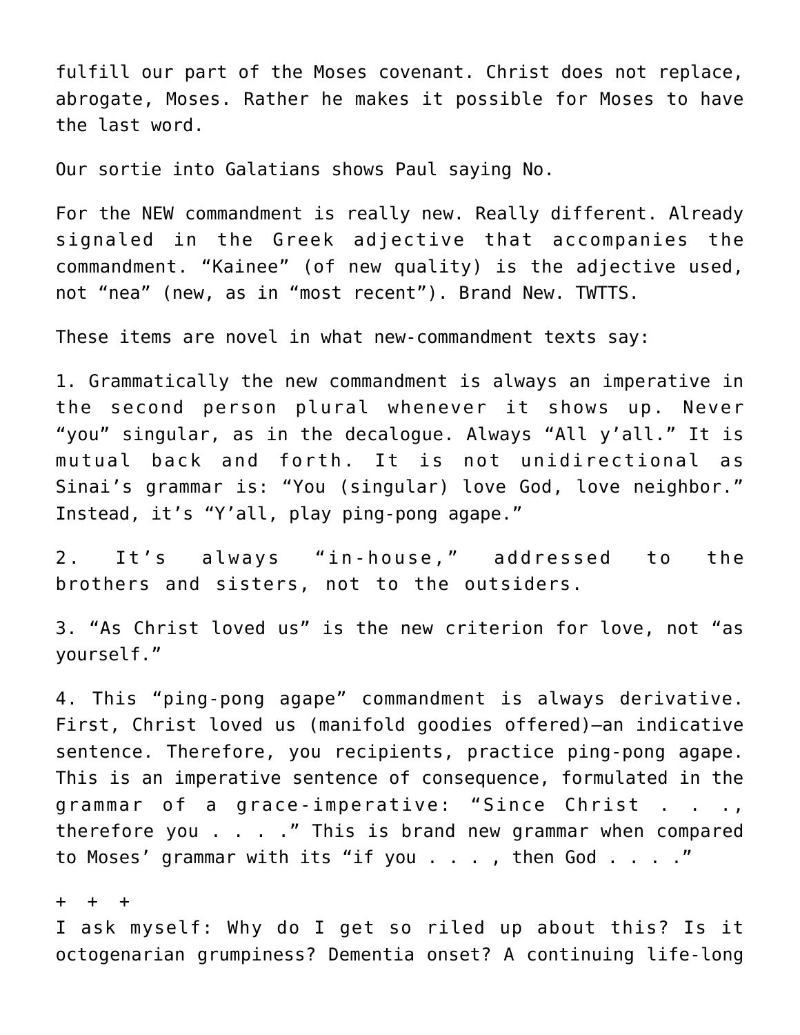fulfill our part of the Moses covenant. Christ does not replace, abrogate, Moses. Rather he makes it possible for Moses to have the last word.

Our sortie into Galatians shows Paul saying No.

For the NEW commandment is really new. Really different. Already signaled in the Greek adjective that accompanies the commandment. "Kainee" (of new quality) is the adjective used, not "nea" (new, as in "most recent"). Brand New. TWTTS.

These items are novel in what new-commandment texts say:

1. Grammatically the new commandment is always an imperative in the second person plural whenever it shows up. Never "you" singular, as in the decalogue. Always "All y'all." It is mutual back and forth. It is not unidirectional as Sinai's grammar is: "You (singular) love God, love neighbor." Instead, it's "Y'all, play ping-pong agape."

2. It's always "in-house," addressed to the brothers and sisters, not to the outsiders.

3. "As Christ loved us" is the new criterion for love, not "as yourself."

4. This "ping-pong agape" commandment is always derivative. First, Christ loved us (manifold goodies offered)—an indicative sentence. Therefore, you recipients, practice ping-pong agape. This is an imperative sentence of consequence, formulated in the grammar of a grace-imperative: "Since Christ . . ., therefore you . . . ." This is brand new grammar when compared to Moses' grammar with its "if you . . . , then God . . . ."

\+ + +

I ask myself: Why do I get so riled up about this? Is it octogenarian grumpiness? Dementia onset? A continuing life-long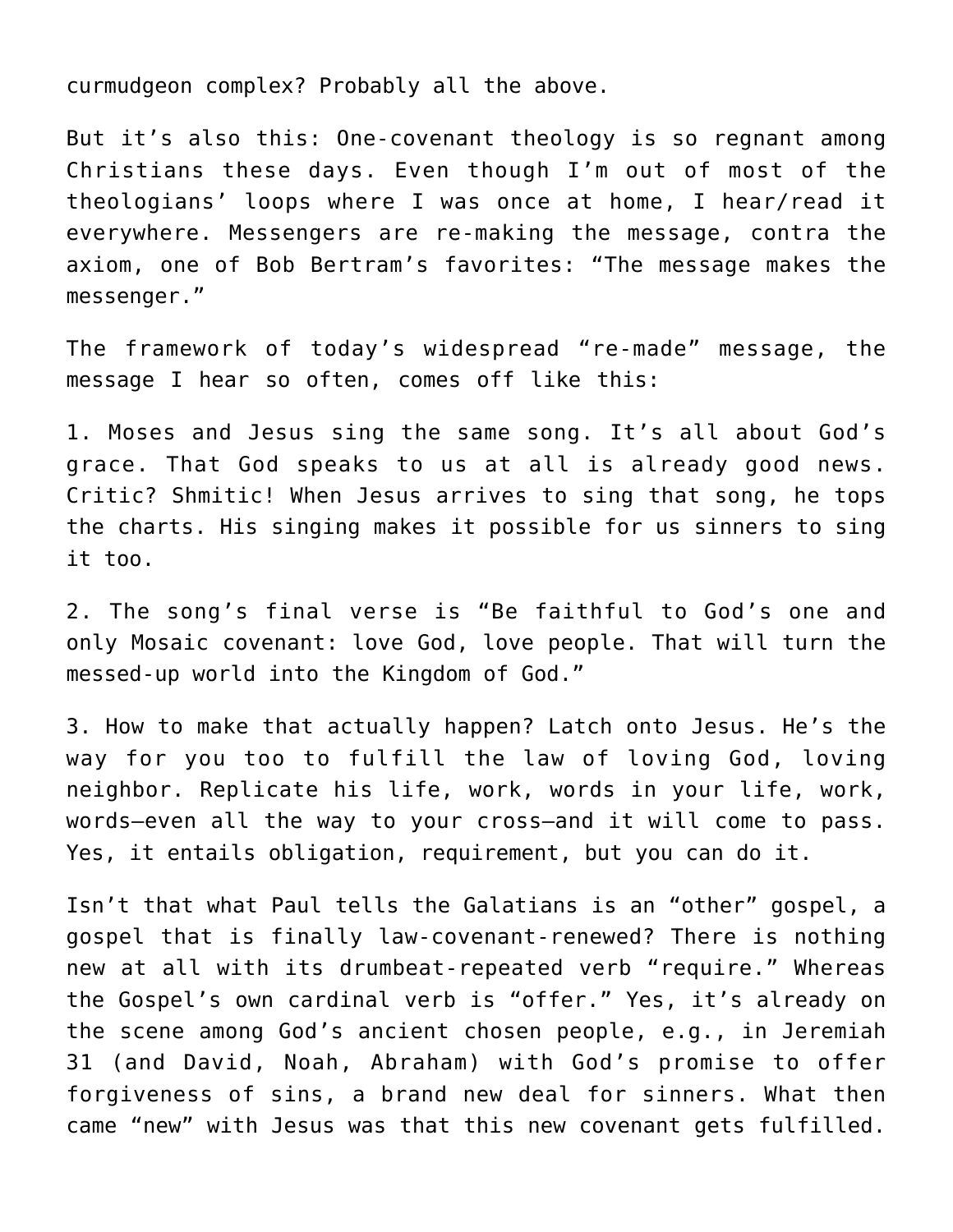curmudgeon complex? Probably all the above.

But it's also this: One-covenant theology is so regnant among Christians these days. Even though I'm out of most of the theologians' loops where I was once at home, I hear/read it everywhere. Messengers are re-making the message, contra the axiom, one of Bob Bertram's favorites: "The message makes the messenger."

The framework of today's widespread "re-made" message, the message I hear so often, comes off like this:

1. Moses and Jesus sing the same song. It's all about God's grace. That God speaks to us at all is already good news. Critic? Shmitic! When Jesus arrives to sing that song, he tops the charts. His singing makes it possible for us sinners to sing it too.

2. The song's final verse is "Be faithful to God's one and only Mosaic covenant: love God, love people. That will turn the messed-up world into the Kingdom of God."

3. How to make that actually happen? Latch onto Jesus. He's the way for you too to fulfill the law of loving God, loving neighbor. Replicate his life, work, words in your life, work, words—even all the way to your cross—and it will come to pass. Yes, it entails obligation, requirement, but you can do it.

Isn't that what Paul tells the Galatians is an "other" gospel, a gospel that is finally law-covenant-renewed? There is nothing new at all with its drumbeat-repeated verb "require." Whereas the Gospel's own cardinal verb is "offer." Yes, it's already on the scene among God's ancient chosen people, e.g., in Jeremiah 31 (and David, Noah, Abraham) with God's promise to offer forgiveness of sins, a brand new deal for sinners. What then came "new" with Jesus was that this new covenant gets fulfilled.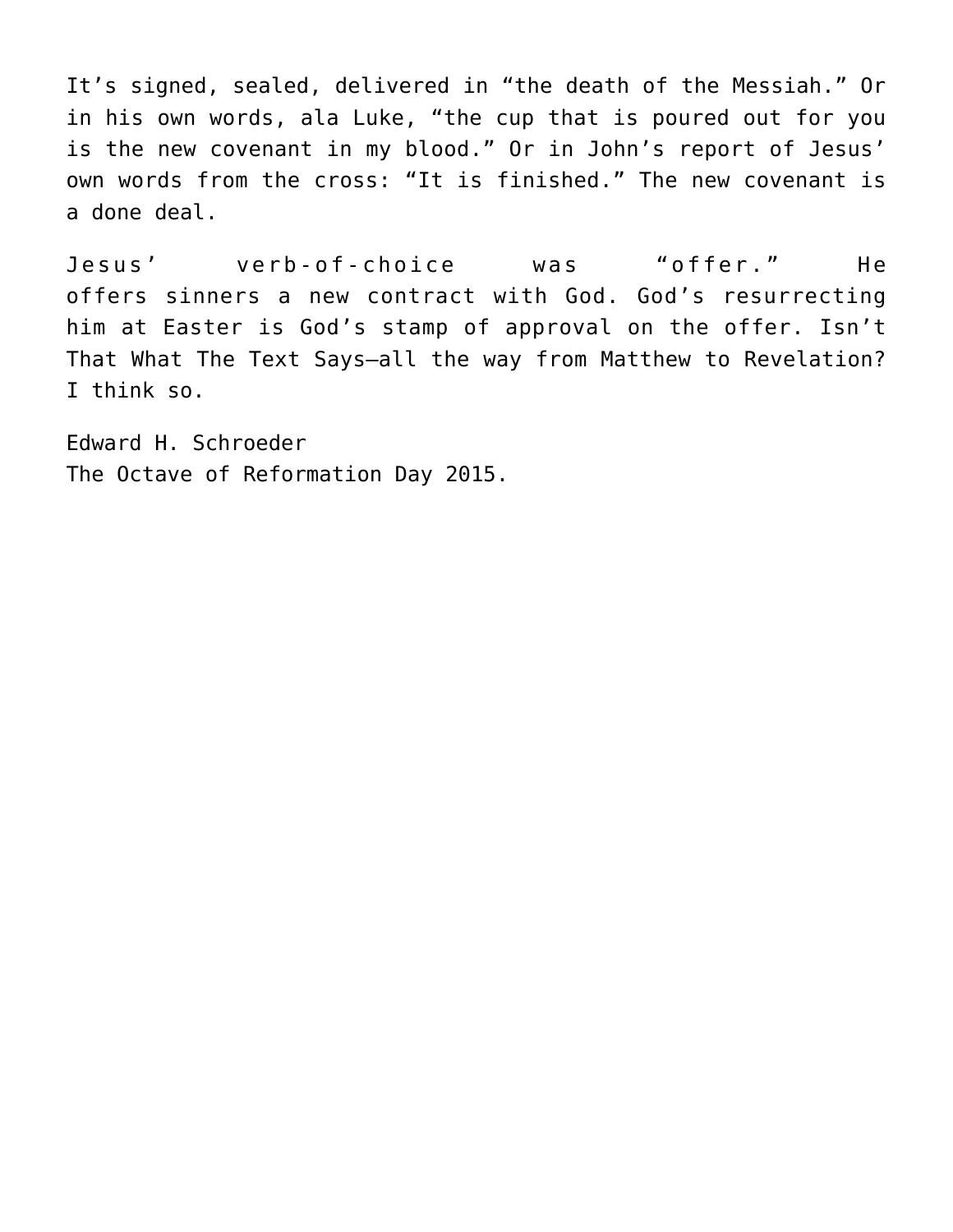It's signed, sealed, delivered in "the death of the Messiah." Or in his own words, ala Luke, "the cup that is poured out for you is the new covenant in my blood." Or in John's report of Jesus' own words from the cross: "It is finished." The new covenant is a done deal.

Jesus' verb-of-choice was "offer." He offers sinners a new contract with God. God's resurrecting him at Easter is God's stamp of approval on the offer. Isn't That What The Text Says—all the way from Matthew to Revelation? I think so.

Edward H. Schroeder  
The Octave of Reformation Day 2015.